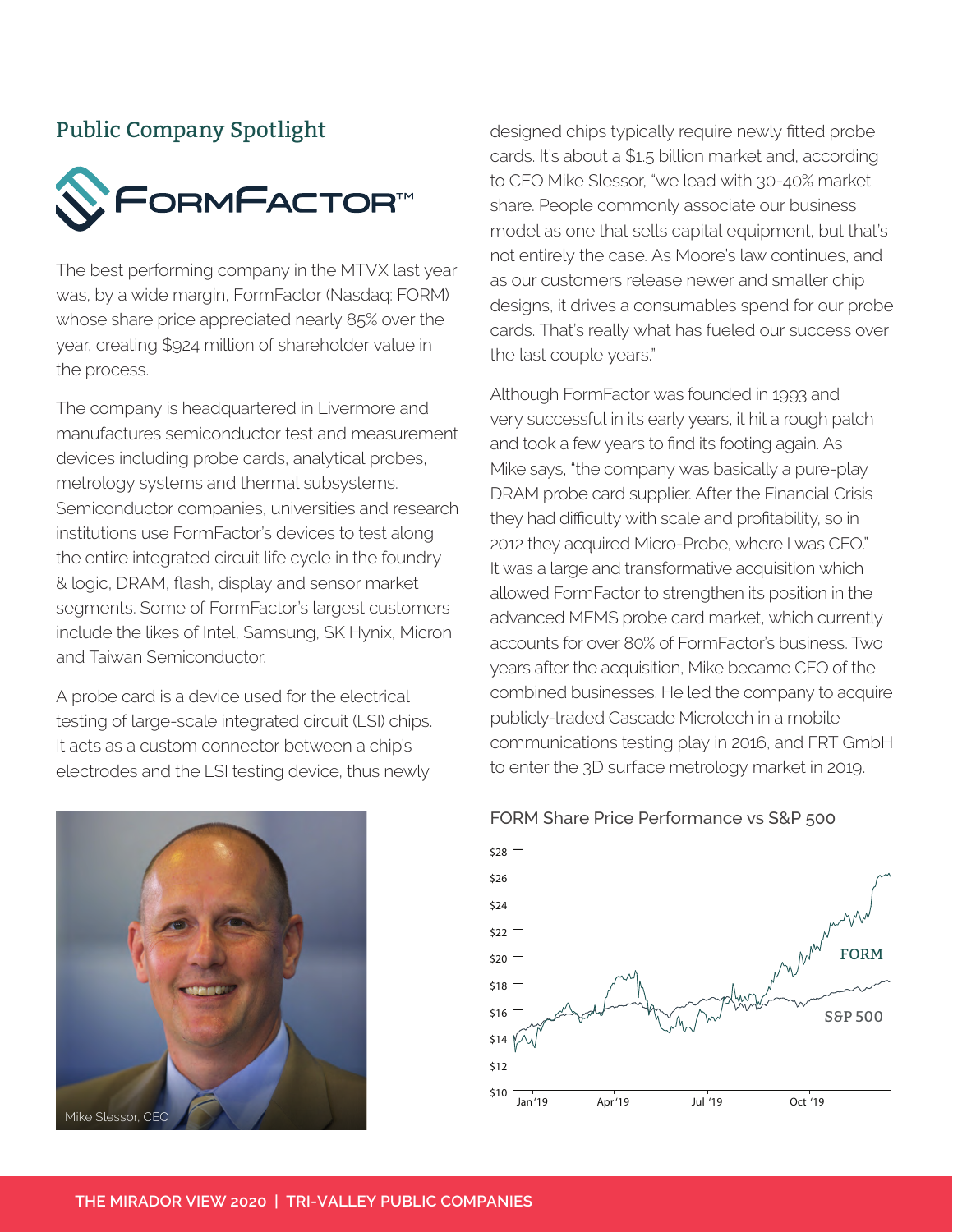## Public Company Spotlight

# FormFactor™

The best performing company in the MTVX last year was, by a wide margin, FormFactor (Nasdaq: FORM) whose share price appreciated nearly 85% over the year, creating $924 million of shareholder value in the process.

The company is headquartered in Livermore and manufactures semiconductor test and measurement devices including probe cards, analytical probes, metrology systems and thermal subsystems. Semiconductor companies, universities and research institutions use FormFactor's devices to test along the entire integrated circuit life cycle in the foundry & logic, DRAM, flash, display and sensor market segments. Some of FormFactor's largest customers include the likes of Intel, Samsung, SK Hynix, Micron and Taiwan Semiconductor.

A probe card is a device used for the electrical testing of large-scale integrated circuit (LSI) chips. It acts as a custom connector between a chip's electrodes and the LSI testing device, thus newly designed chips typically require newly fitted probe cards. It's about a $1.5 billion market and, according to CEO Mike Slessor, "we lead with 30-40% market share. People commonly associate our business model as one that sells capital equipment, but that's not entirely the case. As Moore's law continues, and as our customers release newer and smaller chip designs, it drives a consumables spend for our probe cards. That's really what has fueled our success over the last couple years."

Although FormFactor was founded in 1993 and very successful in its early years, it hit a rough patch and took a few years to find its footing again. As Mike says, "the company was basically a pure-play DRAM probe card supplier. After the Financial Crisis they had difficulty with scale and profitability, so in 2012 they acquired Micro-Probe, where I was CEO." It was a large and transformative acquisition which allowed FormFactor to strengthen its position in the advanced MEMS probe card market, which currently accounts for over 80% of FormFactor's business. Two years after the acquisition, Mike became CEO of the combined businesses. He led the company to acquire publicly-traded Cascade Microtech in a mobile communications testing play in 2016, and FRT GmbH to enter the 3D surface metrology market in 2019.

Mike Slessor, CEO

FORM Share Price Performance vs S&P 500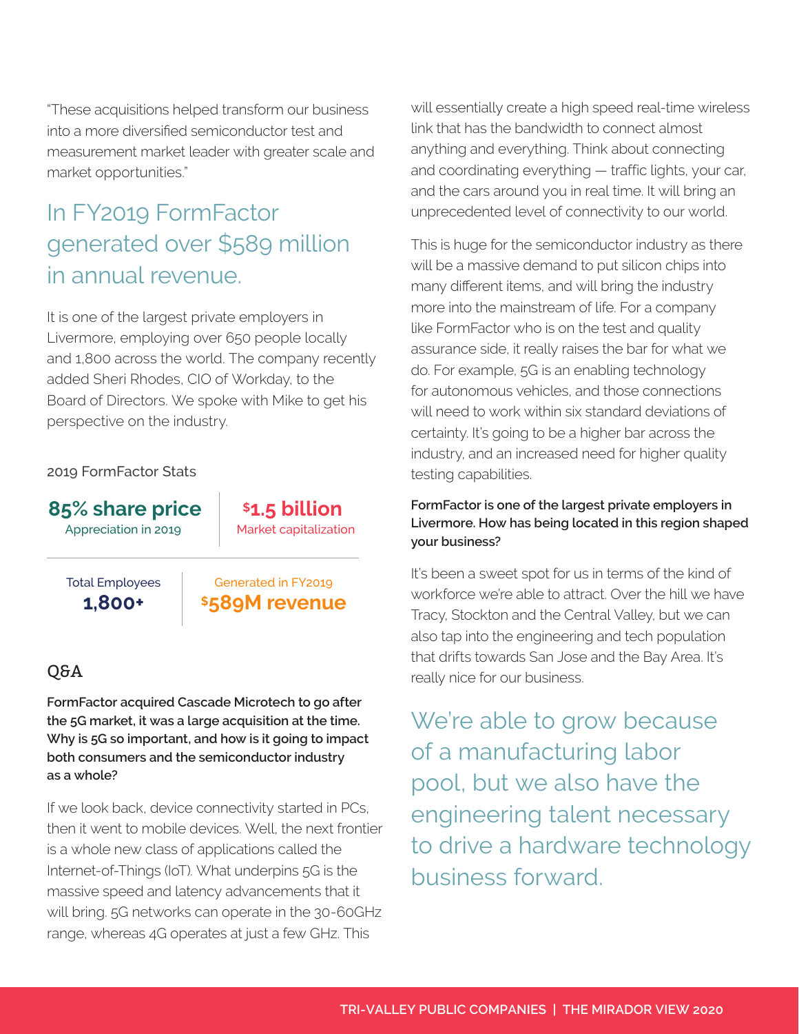"These acquisitions helped transform our business into a more diversified semiconductor test and measurement market leader with greater scale and market opportunities."

## In FY2019 FormFactor generated over $589 million in annual revenue.

It is one of the largest private employers in Livermore, employing over 650 people locally and 1,800 across the world. The company recently added Sheri Rhodes, CIO of Workday, to the Board of Directors. We spoke with Mike to get his perspective on the industry.

2019 FormFactor Stats

**85% share price**
Appreciation in 2019

**$1.5 billion**
Market capitalization

Total Employees
**1,800+**

Generated in FY2019
**$589M revenue**

### Q&A

**FormFactor acquired Cascade Microtech to go after the 5G market, it was a large acquisition at the time. Why is 5G so important, and how is it going to impact both consumers and the semiconductor industry as a whole?**

If we look back, device connectivity started in PCs, then it went to mobile devices. Well, the next frontier is a whole new class of applications called the Internet-of-Things (IoT). What underpins 5G is the massive speed and latency advancements that it will bring. 5G networks can operate in the 30-60GHz range, whereas 4G operates at just a few GHz. This will essentially create a high speed real-time wireless link that has the bandwidth to connect almost anything and everything. Think about connecting and coordinating everything — traffic lights, your car, and the cars around you in real time. It will bring an unprecedented level of connectivity to our world.

This is huge for the semiconductor industry as there will be a massive demand to put silicon chips into many different items, and will bring the industry more into the mainstream of life. For a company like FormFactor who is on the test and quality assurance side, it really raises the bar for what we do. For example, 5G is an enabling technology for autonomous vehicles, and those connections will need to work within six standard deviations of certainty. It's going to be a higher bar across the industry, and an increased need for higher quality testing capabilities.

**FormFactor is one of the largest private employers in Livermore. How has being located in this region shaped your business?**

It's been a sweet spot for us in terms of the kind of workforce we're able to attract. Over the hill we have Tracy, Stockton and the Central Valley, but we can also tap into the engineering and tech population that drifts towards San Jose and the Bay Area. It's really nice for our business.

## We're able to grow because of a manufacturing labor pool, but we also have the engineering talent necessary to drive a hardware technology business forward.